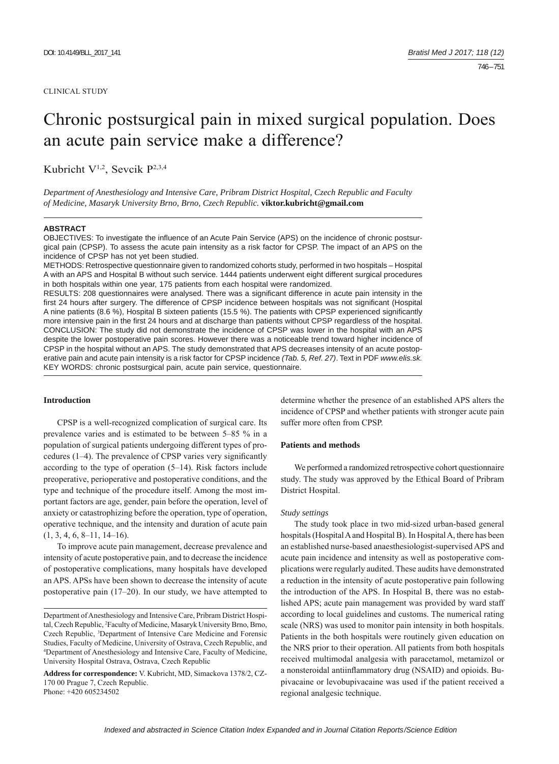CLINICAL STUDY

# Chronic postsurgical pain in mixed surgical population. Does an acute pain service make a difference?

Kubricht V[1,2], Sevcik P[2,3,4]

*Department of Anesthesiology and Intensive Care, Pribram District Hospital, Czech Republic and Faculty of Medicine, Masaryk University Brno, Brno, Czech Republic.* **viktor.kubricht@gmail.com**

## ABSTRACT

OBJECTIVES: To investigate the influence of an Acute Pain Service (APS) on the incidence of chronic postsurgical pain (CPSP). To assess the acute pain intensity as a risk factor for CPSP. The impact of an APS on the incidence of CPSP has not yet been studied.

METHODS: Retrospective questionnaire given to randomized cohorts study, performed in two hospitals – Hospital A with an APS and Hospital B without such service. 1444 patients underwent eight different surgical procedures in both hospitals within one year, 175 patients from each hospital were randomized.

RESULTS: 208 questionnaires were analysed. There was a significant difference in acute pain intensity in the first 24 hours after surgery. The difference of CPSP incidence between hospitals was not significant (Hospital A nine patients (8.6 %), Hospital B sixteen patients (15.5 %). The patients with CPSP experienced significantly more intensive pain in the first 24 hours and at discharge than patients without CPSP regardless of the hospital.

CONCLUSION: The study did not demonstrate the incidence of CPSP was lower in the hospital with an APS despite the lower postoperative pain scores. However there was a noticeable trend toward higher incidence of CPSP in the hospital without an APS. The study demonstrated that APS decreases intensity of an acute postoperative pain and acute pain intensity is a risk factor for CPSP incidence *(Tab. 5, Ref. 27)*. Text in PDF *www.elis.sk.*

KEY WORDS: chronic postsurgical pain, acute pain service, questionnaire.

## Introduction

CPSP is a well-recognized complication of surgical care. Its prevalence varies and is estimated to be between 5–85 % in a population of surgical patients undergoing different types of procedures (1–4). The prevalence of CPSP varies very significantly according to the type of operation (5–14). Risk factors include preoperative, perioperative and postoperative conditions, and the type and technique of the procedure itself. Among the most important factors are age, gender, pain before the operation, level of anxiety or catastrophizing before the operation, type of operation, operative technique, and the intensity and duration of acute pain (1, 3, 4, 6, 8–11, 14–16).

To improve acute pain management, decrease prevalence and intensity of acute postoperative pain, and to decrease the incidence of postoperative complications, many hospitals have developed an APS. APSs have been shown to decrease the intensity of acute postoperative pain (17–20). In our study, we have attempted to determine whether the presence of an established APS alters the incidence of CPSP and whether patients with stronger acute pain suffer more often from CPSP.

## Patients and methods

We performed a randomized retrospective cohort questionnaire study. The study was approved by the Ethical Board of Pribram District Hospital.

### *Study settings*

The study took place in two mid-sized urban-based general hospitals (Hospital A and Hospital B). In Hospital A, there has been an established nurse-based anaesthesiologist-supervised APS and acute pain incidence and intensity as well as postoperative complications were regularly audited. These audits have demonstrated a reduction in the intensity of acute postoperative pain following the introduction of the APS. In Hospital B, there was no established APS; acute pain management was provided by ward staff according to local guidelines and customs. The numerical rating scale (NRS) was used to monitor pain intensity in both hospitals. Patients in the both hospitals were routinely given education on the NRS prior to their operation. All patients from both hospitals received multimodal analgesia with paracetamol, metamizol or a nonsteroidal antiinflammatory drug (NSAID) and opioids. Bupivacaine or levobupivacaine was used if the patient received a regional analgesic technique.

---

Department of Anesthesiology and Intensive Care, Pribram District Hospital, Czech Republic, [2]Faculty of Medicine, Masaryk University Brno, Brno, Czech Republic, [3]Department of Intensive Care Medicine and Forensic Studies, Faculty of Medicine, University of Ostrava, Czech Republic, and [4]Department of Anesthesiology and Intensive Care, Faculty of Medicine, University Hospital Ostrava, Ostrava, Czech Republic

**Address for correspondence:** V. Kubricht, MD, Simackova 1378/2, CZ-170 00 Prague 7, Czech Republic.
Phone: +420 605234502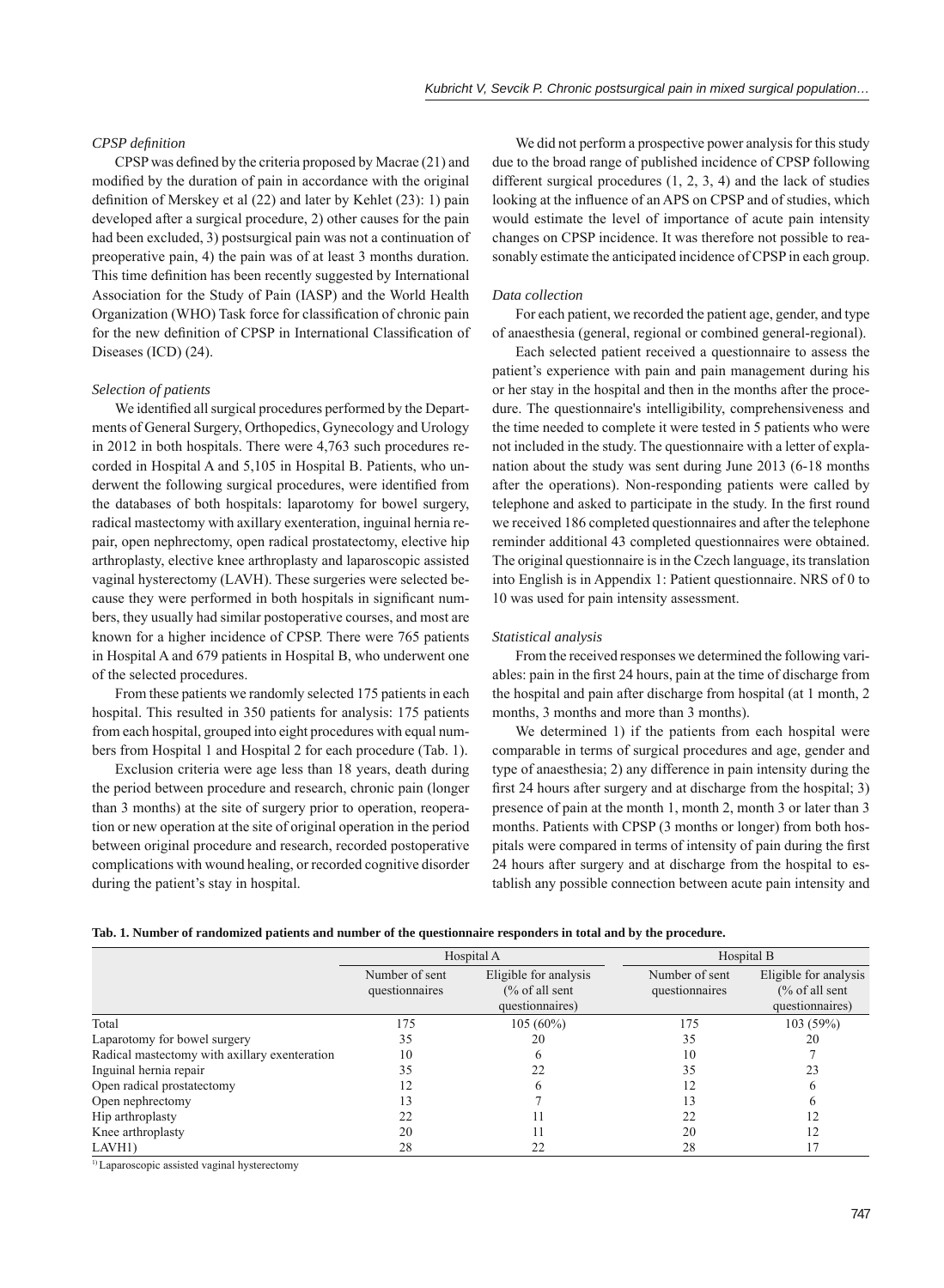*CPSP definition*

CPSP was defined by the criteria proposed by Macrae (21) and modified by the duration of pain in accordance with the original definition of Merskey et al (22) and later by Kehlet (23): 1) pain developed after a surgical procedure, 2) other causes for the pain had been excluded, 3) postsurgical pain was not a continuation of preoperative pain, 4) the pain was of at least 3 months duration. This time definition has been recently suggested by International Association for the Study of Pain (IASP) and the World Health Organization (WHO) Task force for classification of chronic pain for the new definition of CPSP in International Classification of Diseases (ICD) (24).

*Selection of patients*

We identified all surgical procedures performed by the Departments of General Surgery, Orthopedics, Gynecology and Urology in 2012 in both hospitals. There were 4,763 such procedures recorded in Hospital A and 5,105 in Hospital B. Patients, who underwent the following surgical procedures, were identified from the databases of both hospitals: laparotomy for bowel surgery, radical mastectomy with axillary exenteration, inguinal hernia repair, open nephrectomy, open radical prostatectomy, elective hip arthroplasty, elective knee arthroplasty and laparoscopic assisted vaginal hysterectomy (LAVH). These surgeries were selected because they were performed in both hospitals in significant numbers, they usually had similar postoperative courses, and most are known for a higher incidence of CPSP. There were 765 patients in Hospital A and 679 patients in Hospital B, who underwent one of the selected procedures.

From these patients we randomly selected 175 patients in each hospital. This resulted in 350 patients for analysis: 175 patients from each hospital, grouped into eight procedures with equal numbers from Hospital 1 and Hospital 2 for each procedure (Tab. 1).

Exclusion criteria were age less than 18 years, death during the period between procedure and research, chronic pain (longer than 3 months) at the site of surgery prior to operation, reoperation or new operation at the site of original operation in the period between original procedure and research, recorded postoperative complications with wound healing, or recorded cognitive disorder during the patient's stay in hospital.

We did not perform a prospective power analysis for this study due to the broad range of published incidence of CPSP following different surgical procedures (1, 2, 3, 4) and the lack of studies looking at the influence of an APS on CPSP and of studies, which would estimate the level of importance of acute pain intensity changes on CPSP incidence. It was therefore not possible to reasonably estimate the anticipated incidence of CPSP in each group.

*Data collection*

For each patient, we recorded the patient age, gender, and type of anaesthesia (general, regional or combined general-regional).

Each selected patient received a questionnaire to assess the patient's experience with pain and pain management during his or her stay in the hospital and then in the months after the procedure. The questionnaire's intelligibility, comprehensiveness and the time needed to complete it were tested in 5 patients who were not included in the study. The questionnaire with a letter of explanation about the study was sent during June 2013 (6-18 months after the operations). Non-responding patients were called by telephone and asked to participate in the study. In the first round we received 186 completed questionnaires and after the telephone reminder additional 43 completed questionnaires were obtained. The original questionnaire is in the Czech language, its translation into English is in Appendix 1: Patient questionnaire. NRS of 0 to 10 was used for pain intensity assessment.

*Statistical analysis*

From the received responses we determined the following variables: pain in the first 24 hours, pain at the time of discharge from the hospital and pain after discharge from hospital (at 1 month, 2 months, 3 months and more than 3 months).

We determined 1) if the patients from each hospital were comparable in terms of surgical procedures and age, gender and type of anaesthesia; 2) any difference in pain intensity during the first 24 hours after surgery and at discharge from the hospital; 3) presence of pain at the month 1, month 2, month 3 or later than 3 months. Patients with CPSP (3 months or longer) from both hospitals were compared in terms of intensity of pain during the first 24 hours after surgery and at discharge from the hospital to establish any possible connection between acute pain intensity and

**Tab. 1. Number of randomized patients and number of the questionnaire responders in total and by the procedure.**

| | Hospital A | | Hospital B | |
|---|---|---|---|---|
| | Number of sent questionnaires | Eligible for analysis (% of all sent questionnaires) | Number of sent questionnaires | Eligible for analysis (% of all sent questionnaires) |
| Total | 175 | 105 (60%) | 175 | 103 (59%) |
| Laparotomy for bowel surgery | 35 | 20 | 35 | 20 |
| Radical mastectomy with axillary exenteration | 10 | 6 | 10 | 7 |
| Inguinal hernia repair | 35 | 22 | 35 | 23 |
| Open radical prostatectomy | 12 | 6 | 12 | 6 |
| Open nephrectomy | 13 | 7 | 13 | 6 |
| Hip arthroplasty | 22 | 11 | 22 | 12 |
| Knee arthroplasty | 20 | 11 | 20 | 12 |
| LAVH1) | 28 | 22 | 28 | 17 |

1) Laparoscopic assisted vaginal hysterectomy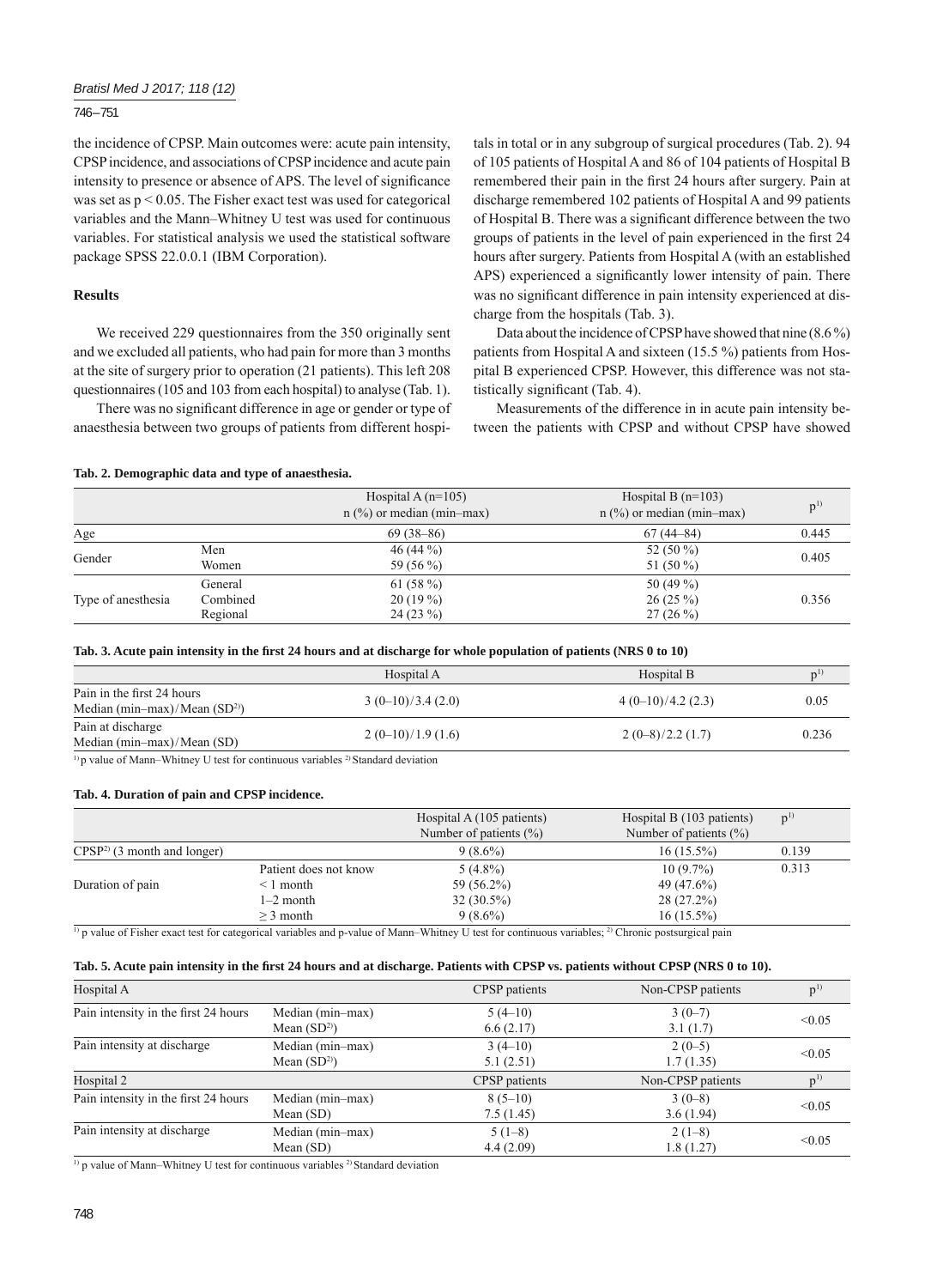the incidence of CPSP. Main outcomes were: acute pain intensity, CPSP incidence, and associations of CPSP incidence and acute pain intensity to presence or absence of APS. The level of significance was set as $p < 0.05$. The Fisher exact test was used for categorical variables and the Mann–Whitney U test was used for continuous variables. For statistical analysis we used the statistical software package SPSS 22.0.0.1 (IBM Corporation).

## Results

We received 229 questionnaires from the 350 originally sent and we excluded all patients, who had pain for more than 3 months at the site of surgery prior to operation (21 patients). This left 208 questionnaires (105 and 103 from each hospital) to analyse (Tab. 1).

There was no significant difference in age or gender or type of anaesthesia between two groups of patients from different hospitals in total or in any subgroup of surgical procedures (Tab. 2). 94 of 105 patients of Hospital A and 86 of 104 patients of Hospital B remembered their pain in the first 24 hours after surgery. Pain at discharge remembered 102 patients of Hospital A and 99 patients of Hospital B. There was a significant difference between the two groups of patients in the level of pain experienced in the first 24 hours after surgery. Patients from Hospital A (with an established APS) experienced a significantly lower intensity of pain. There was no significant difference in pain intensity experienced at discharge from the hospitals (Tab. 3).

Data about the incidence of CPSP have showed that nine (8.6 %) patients from Hospital A and sixteen (15.5 %) patients from Hospital B experienced CPSP. However, this difference was not statistically significant (Tab. 4).

Measurements of the difference in in acute pain intensity between the patients with CPSP and without CPSP have showed

**Tab. 2. Demographic data and type of anaesthesia.**

| | | Hospital A (n=105) n (%) or median (min–max) | Hospital B (n=103) n (%) or median (min–max) | p[1] |
|---|---|---|---|---|
| Age | | 69 (38–86) | 67 (44–84) | 0.445 |
| Gender | Men | 46 (44 %) | 52 (50 %) | 0.405 |
| | Women | 59 (56 %) | 51 (50 %) | |
| Type of anesthesia | General | 61 (58 %) | 50 (49 %) | 0.356 |
| | Combined | 20 (19 %) | 26 (25 %) | |
| | Regional | 24 (23 %) | 27 (26 %) | |

**Tab. 3. Acute pain intensity in the first 24 hours and at discharge for whole population of patients (NRS 0 to 10)**

| | Hospital A | Hospital B | p[1] |
|---|---|---|---|
| Pain in the first 24 hours Median (min–max)/Mean (SD[2]) | 3 (0–10)/3.4 (2.0) | 4 (0–10)/4.2 (2.3) | 0.05 |
| Pain at discharge Median (min–max)/Mean (SD) | 2 (0–10)/1.9 (1.6) | 2 (0–8)/2.2 (1.7) | 0.236 |

[1] p value of Mann–Whitney U test for continuous variables [2] Standard deviation

**Tab. 4. Duration of pain and CPSP incidence.**

| | | Hospital A (105 patients) Number of patients (%) | Hospital B (103 patients) Number of patients (%) | p[1] |
|---|---|---|---|---|
| CPSP[2] (3 month and longer) | | 9 (8.6%) | 16 (15.5%) | 0.139 |
| Duration of pain | Patient does not know | 5 (4.8%) | 10 (9.7%) | 0.313 |
| | < 1 month | 59 (56.2%) | 49 (47.6%) | |
| | 1–2 month | 32 (30.5%) | 28 (27.2%) | |
| | ≥ 3 month | 9 (8.6%) | 16 (15.5%) | |

[1] p value of Fisher exact test for categorical variables and p-value of Mann–Whitney U test for continuous variables; [2] Chronic postsurgical pain

**Tab. 5. Acute pain intensity in the first 24 hours and at discharge. Patients with CPSP vs. patients without CPSP (NRS 0 to 10).**

| Hospital A | | CPSP patients | Non-CPSP patients | p[1] |
|---|---|---|---|---|
| Pain intensity in the first 24 hours | Median (min–max) | 5 (4–10) | 3 (0–7) | <0.05 |
| | Mean (SD[2]) | 6.6 (2.17) | 3.1 (1.7) | |
| Pain intensity at discharge | Median (min–max) | 3 (4–10) | 2 (0–5) | <0.05 |
| | Mean (SD[2]) | 5.1 (2.51) | 1.7 (1.35) | |
| **Hospital 2** | | **CPSP patients** | **Non-CPSP patients** | **p[1]** |
| Pain intensity in the first 24 hours | Median (min–max) | 8 (5–10) | 3 (0–8) | <0.05 |
| | Mean (SD) | 7.5 (1.45) | 3.6 (1.94) | |
| Pain intensity at discharge | Median (min–max) | 5 (1–8) | 2 (1–8) | <0.05 |
| | Mean (SD) | 4.4 (2.09) | 1.8 (1.27) | |

[1] p value of Mann–Whitney U test for continuous variables [2] Standard deviation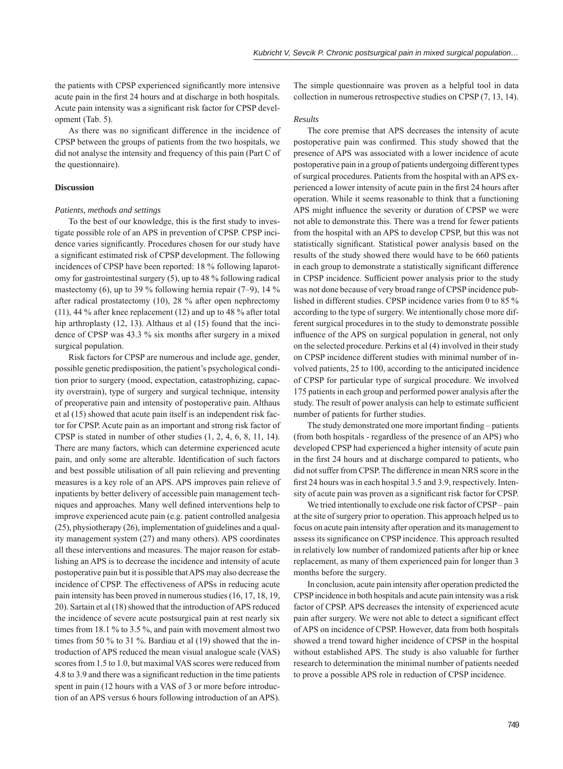the patients with CPSP experienced significantly more intensive acute pain in the first 24 hours and at discharge in both hospitals. Acute pain intensity was a significant risk factor for CPSP development (Tab. 5).

As there was no significant difference in the incidence of CPSP between the groups of patients from the two hospitals, we did not analyse the intensity and frequency of this pain (Part C of the questionnaire).

## Discussion

*Patients, methods and settings*

To the best of our knowledge, this is the first study to investigate possible role of an APS in prevention of CPSP. CPSP incidence varies significantly. Procedures chosen for our study have a significant estimated risk of CPSP development. The following incidences of CPSP have been reported: 18 % following laparotomy for gastrointestinal surgery (5), up to 48 % following radical mastectomy (6), up to 39 % following hernia repair (7–9), 14 % after radical prostatectomy (10), 28 % after open nephrectomy (11), 44 % after knee replacement (12) and up to 48 % after total hip arthroplasty (12, 13). Althaus et al (15) found that the incidence of CPSP was 43.3 % six months after surgery in a mixed surgical population.

Risk factors for CPSP are numerous and include age, gender, possible genetic predisposition, the patient's psychological condition prior to surgery (mood, expectation, catastrophizing, capacity overstrain), type of surgery and surgical technique, intensity of preoperative pain and intensity of postoperative pain. Althaus et al (15) showed that acute pain itself is an independent risk factor for CPSP. Acute pain as an important and strong risk factor of CPSP is stated in number of other studies (1, 2, 4, 6, 8, 11, 14). There are many factors, which can determine experienced acute pain, and only some are alterable. Identification of such factors and best possible utilisation of all pain relieving and preventing measures is a key role of an APS. APS improves pain relieve of inpatients by better delivery of accessible pain management techniques and approaches. Many well defined interventions help to improve experienced acute pain (e.g. patient controlled analgesia (25), physiotherapy (26), implementation of guidelines and a quality management system (27) and many others). APS coordinates all these interventions and measures. The major reason for establishing an APS is to decrease the incidence and intensity of acute postoperative pain but it is possible that APS may also decrease the incidence of CPSP. The effectiveness of APSs in reducing acute pain intensity has been proved in numerous studies (16, 17, 18, 19, 20). Sartain et al (18) showed that the introduction of APS reduced the incidence of severe acute postsurgical pain at rest nearly six times from 18.1 % to 3.5 %, and pain with movement almost two times from 50 % to 31 %. Bardiau et al (19) showed that the introduction of APS reduced the mean visual analogue scale (VAS) scores from 1.5 to 1.0, but maximal VAS scores were reduced from 4.8 to 3.9 and there was a significant reduction in the time patients spent in pain (12 hours with a VAS of 3 or more before introduction of an APS versus 6 hours following introduction of an APS). The simple questionnaire was proven as a helpful tool in data collection in numerous retrospective studies on CPSP (7, 13, 14).

*Results*

The core premise that APS decreases the intensity of acute postoperative pain was confirmed. This study showed that the presence of APS was associated with a lower incidence of acute postoperative pain in a group of patients undergoing different types of surgical procedures. Patients from the hospital with an APS experienced a lower intensity of acute pain in the first 24 hours after operation. While it seems reasonable to think that a functioning APS might influence the severity or duration of CPSP we were not able to demonstrate this. There was a trend for fewer patients from the hospital with an APS to develop CPSP, but this was not statistically significant. Statistical power analysis based on the results of the study showed there would have to be 660 patients in each group to demonstrate a statistically significant difference in CPSP incidence. Sufficient power analysis prior to the study was not done because of very broad range of CPSP incidence published in different studies. CPSP incidence varies from 0 to 85 % according to the type of surgery. We intentionally chose more different surgical procedures in to the study to demonstrate possible influence of the APS on surgical population in general, not only on the selected procedure. Perkins et al (4) involved in their study on CPSP incidence different studies with minimal number of involved patients, 25 to 100, according to the anticipated incidence of CPSP for particular type of surgical procedure. We involved 175 patients in each group and performed power analysis after the study. The result of power analysis can help to estimate sufficient number of patients for further studies.

The study demonstrated one more important finding – patients (from both hospitals - regardless of the presence of an APS) who developed CPSP had experienced a higher intensity of acute pain in the first 24 hours and at discharge compared to patients, who did not suffer from CPSP. The difference in mean NRS score in the first 24 hours was in each hospital 3.5 and 3.9, respectively. Intensity of acute pain was proven as a significant risk factor for CPSP.

We tried intentionally to exclude one risk factor of CPSP – pain at the site of surgery prior to operation. This approach helped us to focus on acute pain intensity after operation and its management to assess its significance on CPSP incidence. This approach resulted in relatively low number of randomized patients after hip or knee replacement, as many of them experienced pain for longer than 3 months before the surgery.

In conclusion, acute pain intensity after operation predicted the CPSP incidence in both hospitals and acute pain intensity was a risk factor of CPSP. APS decreases the intensity of experienced acute pain after surgery. We were not able to detect a significant effect of APS on incidence of CPSP. However, data from both hospitals showed a trend toward higher incidence of CPSP in the hospital without established APS. The study is also valuable for further research to determination the minimal number of patients needed to prove a possible APS role in reduction of CPSP incidence.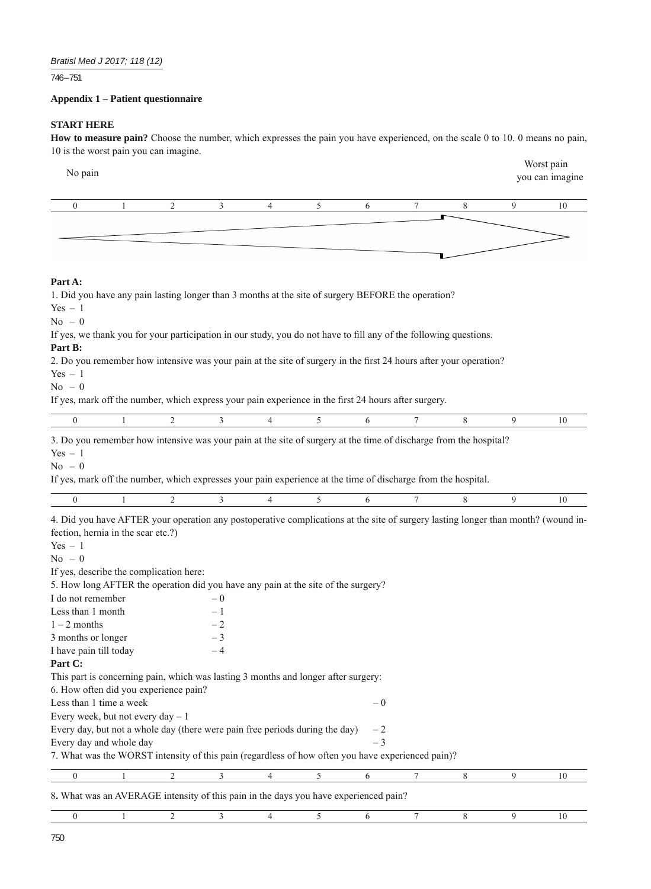**Appendix 1 – Patient questionnaire**

**START HERE**

**How to measure pain?** Choose the number, which expresses the pain you have experienced, on the scale 0 to 10. 0 means no pain, 10 is the worst pain you can imagine.

No pain — Worst pain you can imagine

| 0 | 1 | 2 | 3 | 4 | 5 | 6 | 7 | 8 | 9 | 10 |
|---|---|---|---|---|---|---|---|---|---|---|

**Part A:**

1. Did you have any pain lasting longer than 3 months at the site of surgery BEFORE the operation?

Yes – 1

No – 0

If yes, we thank you for your participation in our study, you do not have to fill any of the following questions.

**Part B:**

2. Do you remember how intensive was your pain at the site of surgery in the first 24 hours after your operation?

Yes – 1

No – 0

If yes, mark off the number, which express your pain experience in the first 24 hours after surgery.

| 0 | 1 | 2 | 3 | 4 | 5 | 6 | 7 | 8 | 9 | 10 |
|---|---|---|---|---|---|---|---|---|---|---|

3. Do you remember how intensive was your pain at the site of surgery at the time of discharge from the hospital?

Yes – 1

No – 0

If yes, mark off the number, which expresses your pain experience at the time of discharge from the hospital.

| 0 | 1 | 2 | 3 | 4 | 5 | 6 | 7 | 8 | 9 | 10 |
|---|---|---|---|---|---|---|---|---|---|---|

4. Did you have AFTER your operation any postoperative complications at the site of surgery lasting longer than month? (wound infection, hernia in the scar etc.?)

Yes – 1

No – 0

If yes, describe the complication here:

5. How long AFTER the operation did you have any pain at the site of the surgery?

I do not remember – 0

Less than 1 month – 1

1 – 2 months – 2

3 months or longer – 3

I have pain till today – 4

**Part C:**

This part is concerning pain, which was lasting 3 months and longer after surgery:

6. How often did you experience pain?

Less than 1 time a week – 0

Every week, but not every day – 1

Every day, but not a whole day (there were pain free periods during the day) – 2

Every day and whole day – 3

7. What was the WORST intensity of this pain (regardless of how often you have experienced pain)?

| 0 | 1 | 2 | 3 | 4 | 5 | 6 | 7 | 8 | 9 | 10 |
|---|---|---|---|---|---|---|---|---|---|---|

8**.** What was an AVERAGE intensity of this pain in the days you have experienced pain?

| 0 | 1 | 2 | 3 | 4 | 5 | 6 | 7 | 8 | 9 | 10 |
|---|---|---|---|---|---|---|---|---|---|---|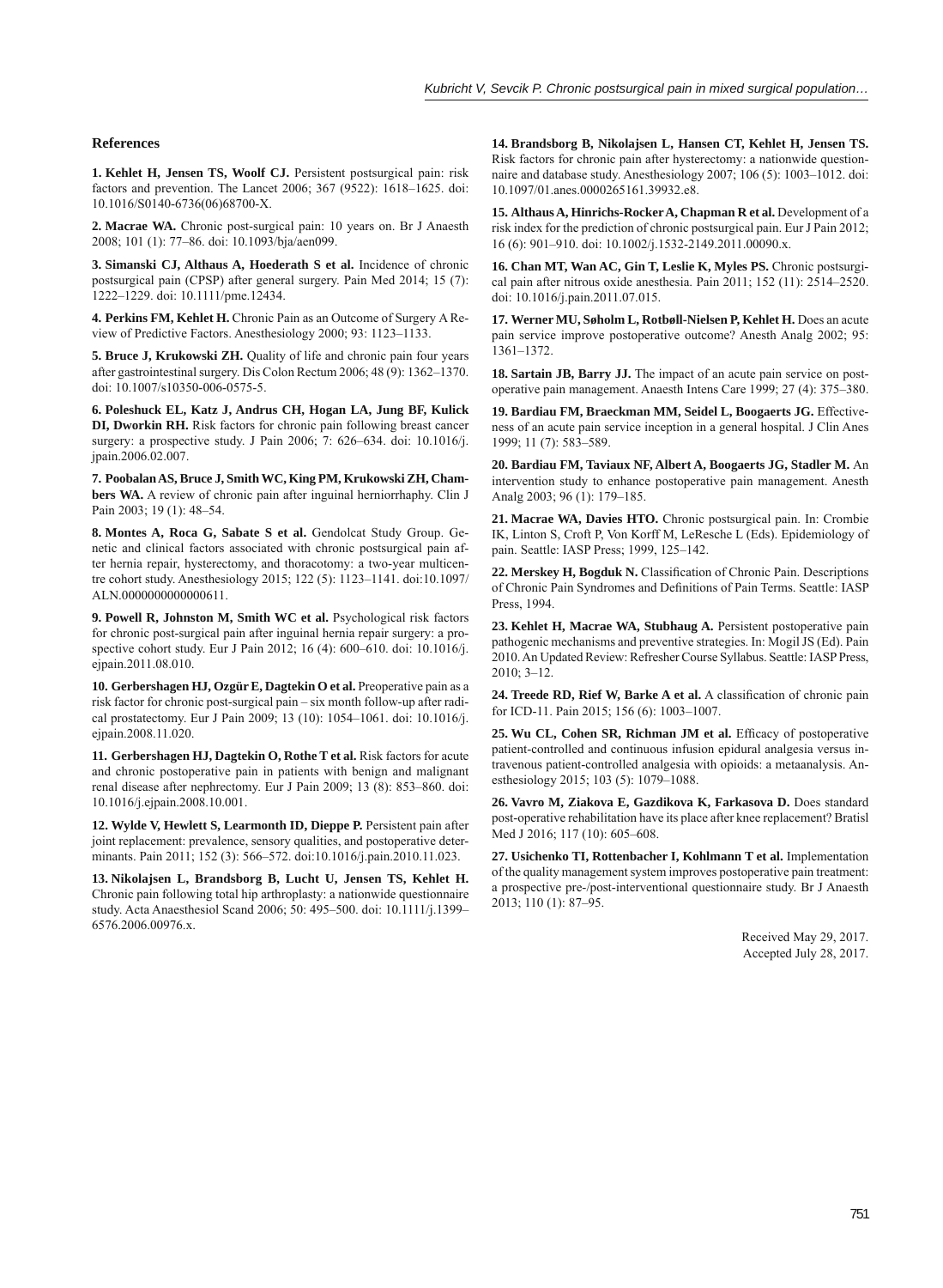## References

**1. Kehlet H, Jensen TS, Woolf CJ.** Persistent postsurgical pain: risk factors and prevention. The Lancet 2006; 367 (9522): 1618–1625. doi: 10.1016/S0140-6736(06)68700-X.

**2. Macrae WA.** Chronic post-surgical pain: 10 years on. Br J Anaesth 2008; 101 (1): 77–86. doi: 10.1093/bja/aen099.

**3. Simanski CJ, Althaus A, Hoederath S et al.** Incidence of chronic postsurgical pain (CPSP) after general surgery. Pain Med 2014; 15 (7): 1222–1229. doi: 10.1111/pme.12434.

**4. Perkins FM, Kehlet H.** Chronic Pain as an Outcome of Surgery A Review of Predictive Factors. Anesthesiology 2000; 93: 1123–1133.

**5. Bruce J, Krukowski ZH.** Quality of life and chronic pain four years after gastrointestinal surgery. Dis Colon Rectum 2006; 48 (9): 1362–1370. doi: 10.1007/s10350-006-0575-5.

**6. Poleshuck EL, Katz J, Andrus CH, Hogan LA, Jung BF, Kulick DI, Dworkin RH.** Risk factors for chronic pain following breast cancer surgery: a prospective study. J Pain 2006; 7: 626–634. doi: 10.1016/j.jpain.2006.02.007.

**7. Poobalan AS, Bruce J, Smith WC, King PM, Krukowski ZH, Chambers WA.** A review of chronic pain after inguinal herniorrhaphy. Clin J Pain 2003; 19 (1): 48–54.

**8. Montes A, Roca G, Sabate S et al.** Gendolcat Study Group. Genetic and clinical factors associated with chronic postsurgical pain after hernia repair, hysterectomy, and thoracotomy: a two-year multicentre cohort study. Anesthesiology 2015; 122 (5): 1123–1141. doi:10.1097/ALN.0000000000000611.

**9. Powell R, Johnston M, Smith WC et al.** Psychological risk factors for chronic post-surgical pain after inguinal hernia repair surgery: a prospective cohort study. Eur J Pain 2012; 16 (4): 600–610. doi: 10.1016/j.ejpain.2011.08.010.

**10. Gerbershagen HJ, Ozgür E, Dagtekin O et al.** Preoperative pain as a risk factor for chronic post-surgical pain – six month follow-up after radical prostatectomy. Eur J Pain 2009; 13 (10): 1054–1061. doi: 10.1016/j.ejpain.2008.11.020.

**11. Gerbershagen HJ, Dagtekin O, Rothe T et al.** Risk factors for acute and chronic postoperative pain in patients with benign and malignant renal disease after nephrectomy. Eur J Pain 2009; 13 (8): 853–860. doi: 10.1016/j.ejpain.2008.10.001.

**12. Wylde V, Hewlett S, Learmonth ID, Dieppe P.** Persistent pain after joint replacement: prevalence, sensory qualities, and postoperative determinants. Pain 2011; 152 (3): 566–572. doi:10.1016/j.pain.2010.11.023.

**13. Nikolajsen L, Brandsborg B, Lucht U, Jensen TS, Kehlet H.** Chronic pain following total hip arthroplasty: a nationwide questionnaire study. Acta Anaesthesiol Scand 2006; 50: 495–500. doi: 10.1111/j.1399–6576.2006.00976.x.

**14. Brandsborg B, Nikolajsen L, Hansen CT, Kehlet H, Jensen TS.** Risk factors for chronic pain after hysterectomy: a nationwide questionnaire and database study. Anesthesiology 2007; 106 (5): 1003–1012. doi: 10.1097/01.anes.0000265161.39932.e8.

**15. Althaus A, Hinrichs-Rocker A, Chapman R et al.** Development of a risk index for the prediction of chronic postsurgical pain. Eur J Pain 2012; 16 (6): 901–910. doi: 10.1002/j.1532-2149.2011.00090.x.

**16. Chan MT, Wan AC, Gin T, Leslie K, Myles PS.** Chronic postsurgical pain after nitrous oxide anesthesia. Pain 2011; 152 (11): 2514–2520. doi: 10.1016/j.pain.2011.07.015.

**17. Werner MU, Søholm L, Rotbøll-Nielsen P, Kehlet H.** Does an acute pain service improve postoperative outcome? Anesth Analg 2002; 95: 1361–1372.

**18. Sartain JB, Barry JJ.** The impact of an acute pain service on postoperative pain management. Anaesth Intens Care 1999; 27 (4): 375–380.

**19. Bardiau FM, Braeckman MM, Seidel L, Boogaerts JG.** Effectiveness of an acute pain service inception in a general hospital. J Clin Anes 1999; 11 (7): 583–589.

**20. Bardiau FM, Taviaux NF, Albert A, Boogaerts JG, Stadler M.** An intervention study to enhance postoperative pain management. Anesth Analg 2003; 96 (1): 179–185.

**21. Macrae WA, Davies HTO.** Chronic postsurgical pain. In: Crombie IK, Linton S, Croft P, Von Korff M, LeResche L (Eds). Epidemiology of pain. Seattle: IASP Press; 1999, 125–142.

**22. Merskey H, Bogduk N.** Classification of Chronic Pain. Descriptions of Chronic Pain Syndromes and Definitions of Pain Terms. Seattle: IASP Press, 1994.

**23. Kehlet H, Macrae WA, Stubhaug A.** Persistent postoperative pain pathogenic mechanisms and preventive strategies. In: Mogil JS (Ed). Pain 2010. An Updated Review: Refresher Course Syllabus. Seattle: IASP Press, 2010; 3–12.

**24. Treede RD, Rief W, Barke A et al.** A classification of chronic pain for ICD-11. Pain 2015; 156 (6): 1003–1007.

**25. Wu CL, Cohen SR, Richman JM et al.** Efficacy of postoperative patient-controlled and continuous infusion epidural analgesia versus intravenous patient-controlled analgesia with opioids: a metaanalysis. Anesthesiology 2015; 103 (5): 1079–1088.

**26. Vavro M, Ziakova E, Gazdikova K, Farkasova D.** Does standard post-operative rehabilitation have its place after knee replacement? Bratisl Med J 2016; 117 (10): 605–608.

**27. Usichenko TI, Rottenbacher I, Kohlmann T et al.** Implementation of the quality management system improves postoperative pain treatment: a prospective pre-/post-interventional questionnaire study. Br J Anaesth 2013; 110 (1): 87–95.

Received May 29, 2017.
Accepted July 28, 2017.